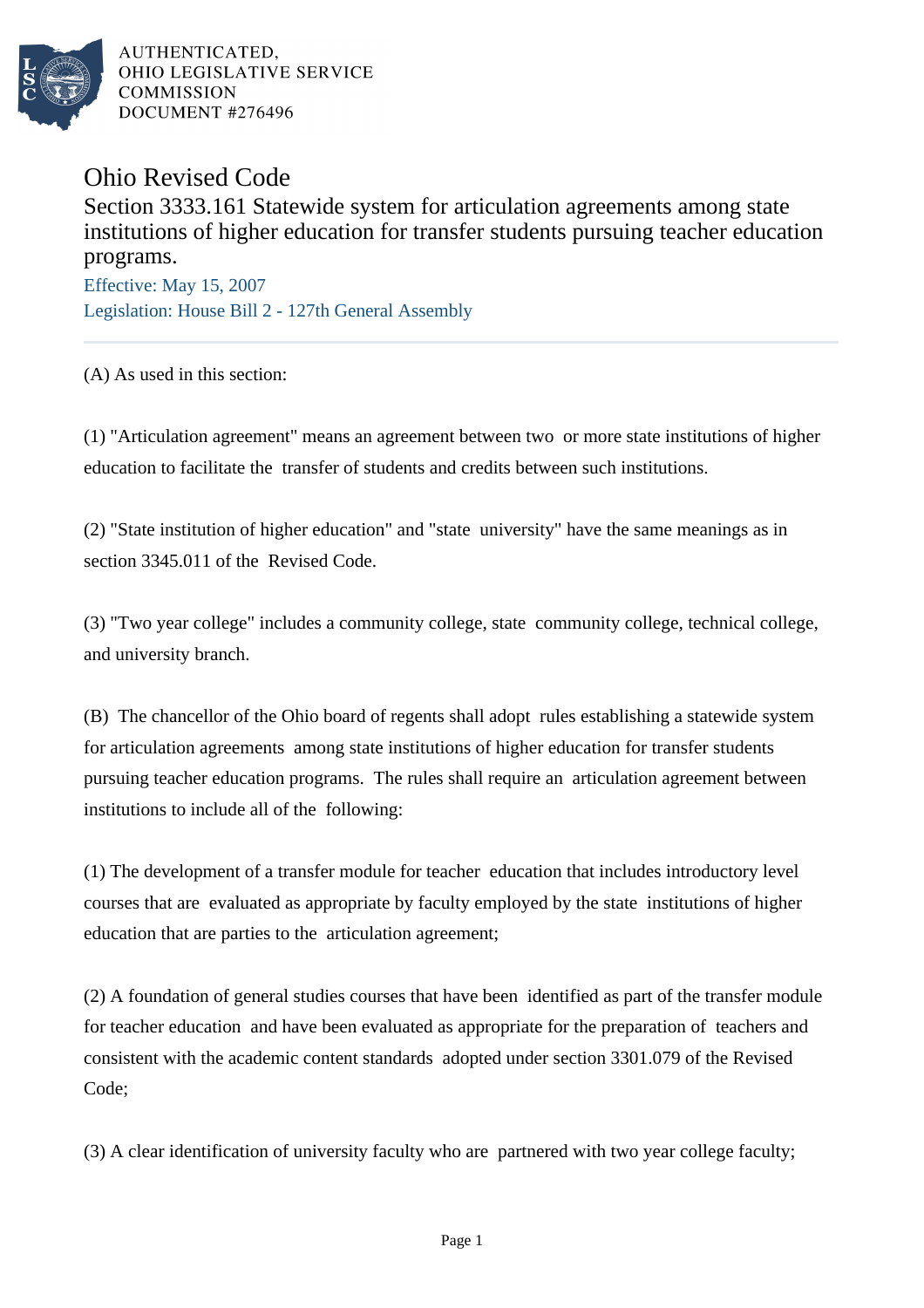AUTHENTICATED,
OHIO LEGISLATIVE SERVICE
COMMISSION
DOCUMENT #276496

# Ohio Revised Code

## Section 3333.161 Statewide system for articulation agreements among state institutions of higher education for transfer students pursuing teacher education programs.

Effective: May 15, 2007

Legislation: House Bill 2 - 127th General Assembly

(A) As used in this section:

(1) "Articulation agreement" means an agreement between two or more state institutions of higher education to facilitate the transfer of students and credits between such institutions.

(2) "State institution of higher education" and "state university" have the same meanings as in section 3345.011 of the Revised Code.

(3) "Two year college" includes a community college, state community college, technical college, and university branch.

(B) The chancellor of the Ohio board of regents shall adopt rules establishing a statewide system for articulation agreements among state institutions of higher education for transfer students pursuing teacher education programs. The rules shall require an articulation agreement between institutions to include all of the following:

(1) The development of a transfer module for teacher education that includes introductory level courses that are evaluated as appropriate by faculty employed by the state institutions of higher education that are parties to the articulation agreement;

(2) A foundation of general studies courses that have been identified as part of the transfer module for teacher education and have been evaluated as appropriate for the preparation of teachers and consistent with the academic content standards adopted under section 3301.079 of the Revised Code;

(3) A clear identification of university faculty who are partnered with two year college faculty;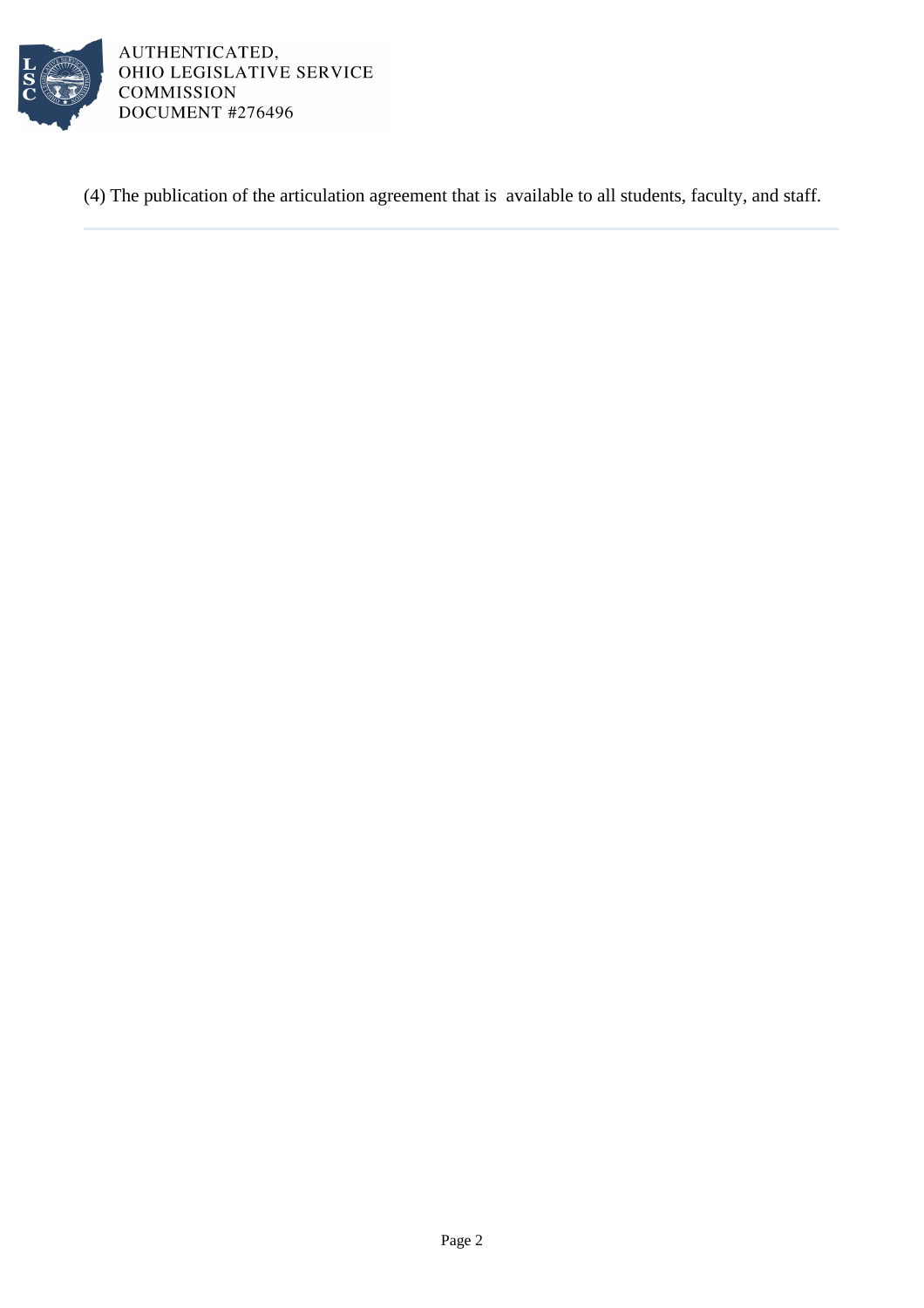(4) The publication of the articulation agreement that is available to all students, faculty, and staff.